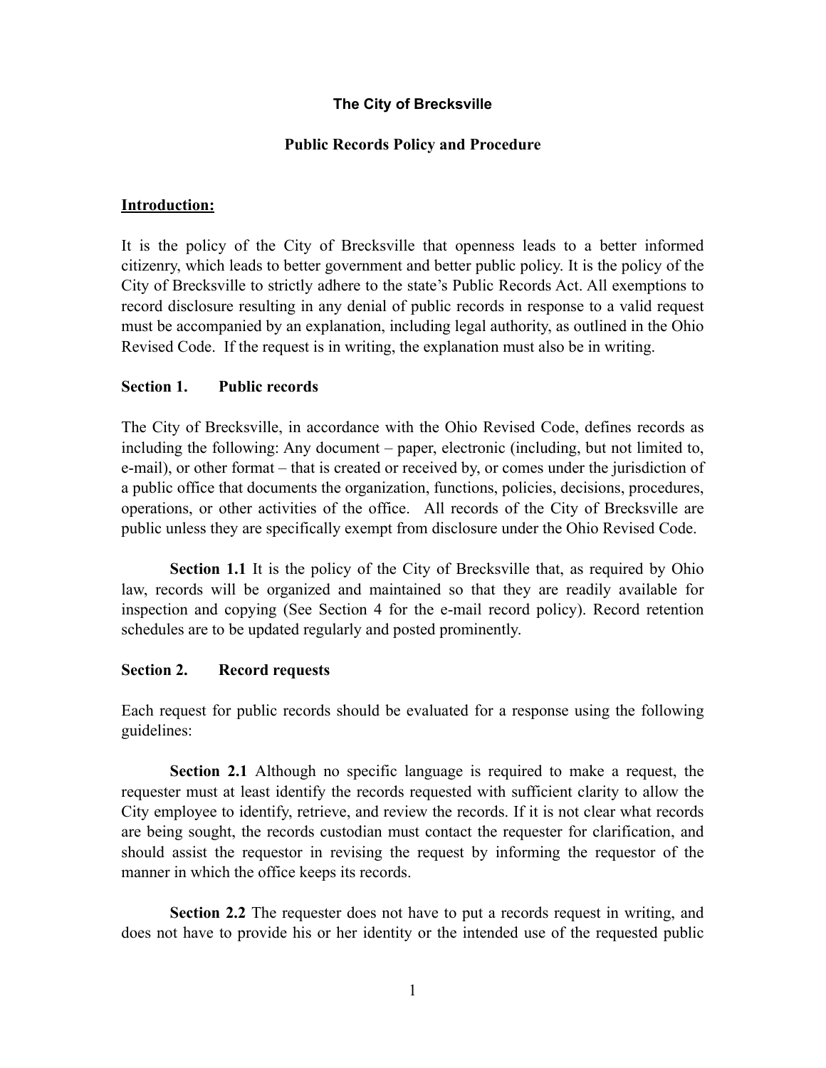# The City of Brecksville

## Public Records Policy and Procedure

**Introduction:**

It is the policy of the City of Brecksville that openness leads to a better informed citizenry, which leads to better government and better public policy. It is the policy of the City of Brecksville to strictly adhere to the state's Public Records Act. All exemptions to record disclosure resulting in any denial of public records in response to a valid request must be accompanied by an explanation, including legal authority, as outlined in the Ohio Revised Code. If the request is in writing, the explanation must also be in writing.

### Section 1. Public records

The City of Brecksville, in accordance with the Ohio Revised Code, defines records as including the following: Any document – paper, electronic (including, but not limited to, e-mail), or other format – that is created or received by, or comes under the jurisdiction of a public office that documents the organization, functions, policies, decisions, procedures, operations, or other activities of the office. All records of the City of Brecksville are public unless they are specifically exempt from disclosure under the Ohio Revised Code.

**Section 1.1** It is the policy of the City of Brecksville that, as required by Ohio law, records will be organized and maintained so that they are readily available for inspection and copying (See Section 4 for the e-mail record policy). Record retention schedules are to be updated regularly and posted prominently.

### Section 2. Record requests

Each request for public records should be evaluated for a response using the following guidelines:

**Section 2.1** Although no specific language is required to make a request, the requester must at least identify the records requested with sufficient clarity to allow the City employee to identify, retrieve, and review the records. If it is not clear what records are being sought, the records custodian must contact the requester for clarification, and should assist the requestor in revising the request by informing the requestor of the manner in which the office keeps its records.

**Section 2.2** The requester does not have to put a records request in writing, and does not have to provide his or her identity or the intended use of the requested public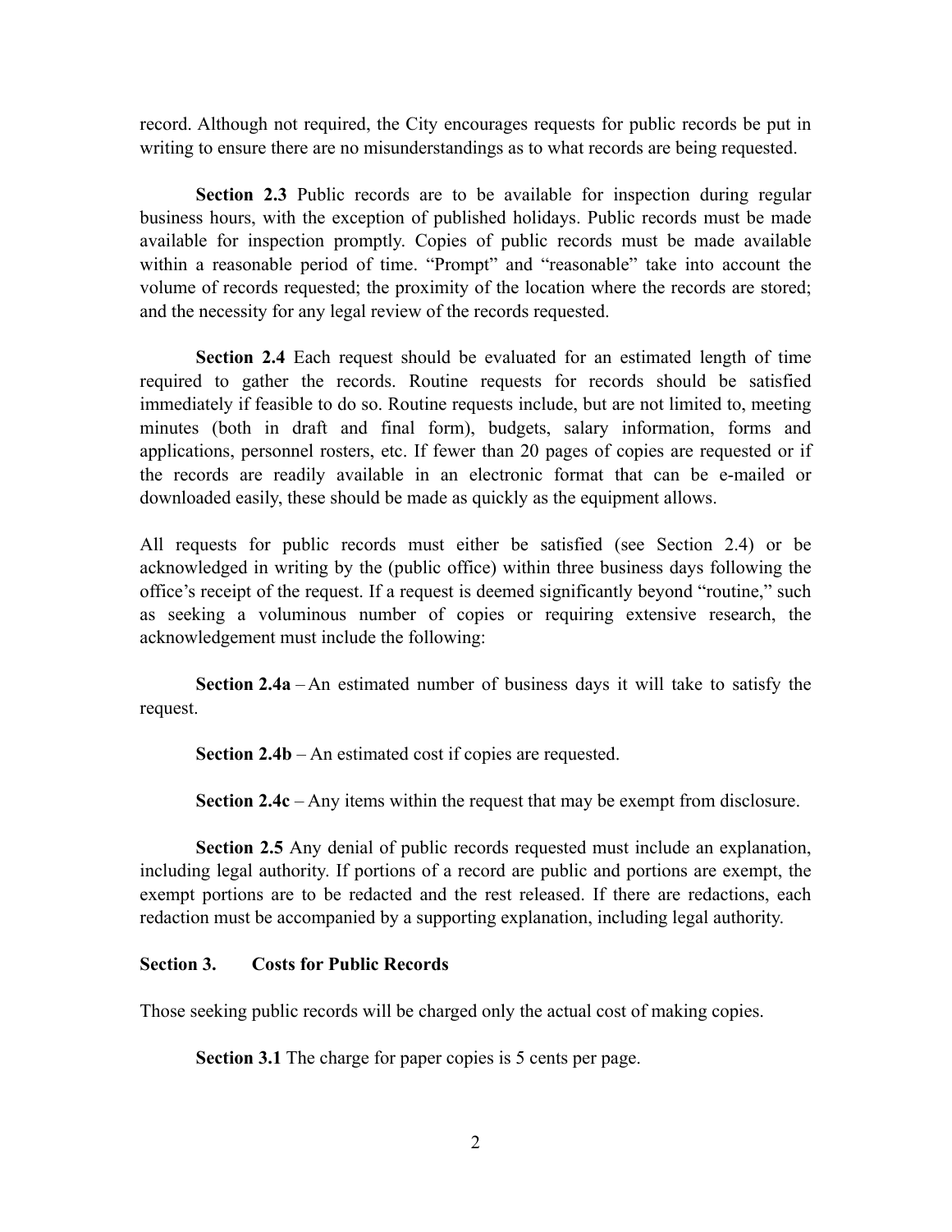record. Although not required, the City encourages requests for public records be put in writing to ensure there are no misunderstandings as to what records are being requested.

**Section 2.3** Public records are to be available for inspection during regular business hours, with the exception of published holidays. Public records must be made available for inspection promptly. Copies of public records must be made available within a reasonable period of time. "Prompt" and "reasonable" take into account the volume of records requested; the proximity of the location where the records are stored; and the necessity for any legal review of the records requested.

**Section 2.4** Each request should be evaluated for an estimated length of time required to gather the records. Routine requests for records should be satisfied immediately if feasible to do so. Routine requests include, but are not limited to, meeting minutes (both in draft and final form), budgets, salary information, forms and applications, personnel rosters, etc. If fewer than 20 pages of copies are requested or if the records are readily available in an electronic format that can be e-mailed or downloaded easily, these should be made as quickly as the equipment allows.

All requests for public records must either be satisfied (see Section 2.4) or be acknowledged in writing by the (public office) within three business days following the office's receipt of the request. If a request is deemed significantly beyond "routine," such as seeking a voluminous number of copies or requiring extensive research, the acknowledgement must include the following:

**Section 2.4a** – An estimated number of business days it will take to satisfy the request.

**Section 2.4b** – An estimated cost if copies are requested.

**Section 2.4c** – Any items within the request that may be exempt from disclosure.

**Section 2.5** Any denial of public records requested must include an explanation, including legal authority. If portions of a record are public and portions are exempt, the exempt portions are to be redacted and the rest released. If there are redactions, each redaction must be accompanied by a supporting explanation, including legal authority.

## Section 3. Costs for Public Records

Those seeking public records will be charged only the actual cost of making copies.

**Section 3.1** The charge for paper copies is 5 cents per page.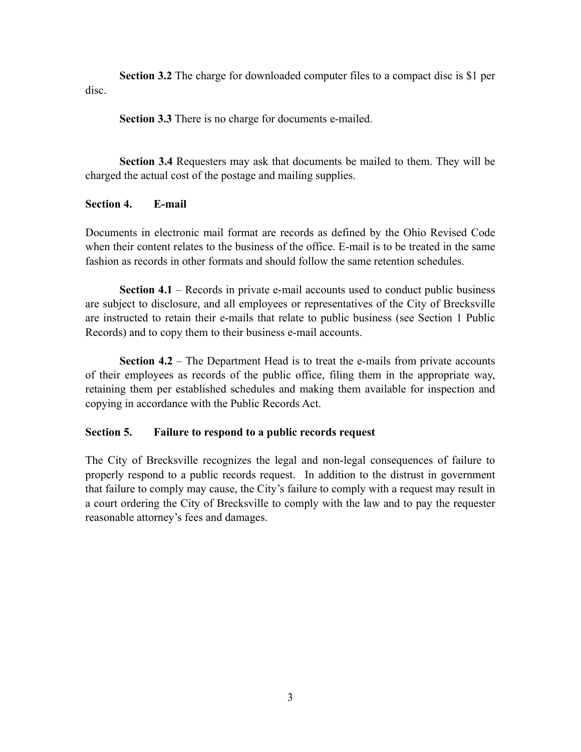**Section 3.2** The charge for downloaded computer files to a compact disc is $1 per disc.

**Section 3.3** There is no charge for documents e-mailed.

**Section 3.4** Requesters may ask that documents be mailed to them. They will be charged the actual cost of the postage and mailing supplies.

## Section 4. E-mail

Documents in electronic mail format are records as defined by the Ohio Revised Code when their content relates to the business of the office. E-mail is to be treated in the same fashion as records in other formats and should follow the same retention schedules.

**Section 4.1** – Records in private e-mail accounts used to conduct public business are subject to disclosure, and all employees or representatives of the City of Brecksville are instructed to retain their e-mails that relate to public business (see Section 1 Public Records) and to copy them to their business e-mail accounts.

**Section 4.2** – The Department Head is to treat the e-mails from private accounts of their employees as records of the public office, filing them in the appropriate way, retaining them per established schedules and making them available for inspection and copying in accordance with the Public Records Act.

## Section 5. Failure to respond to a public records request

The City of Brecksville recognizes the legal and non-legal consequences of failure to properly respond to a public records request. In addition to the distrust in government that failure to comply may cause, the City's failure to comply with a request may result in a court ordering the City of Brecksville to comply with the law and to pay the requester reasonable attorney's fees and damages.